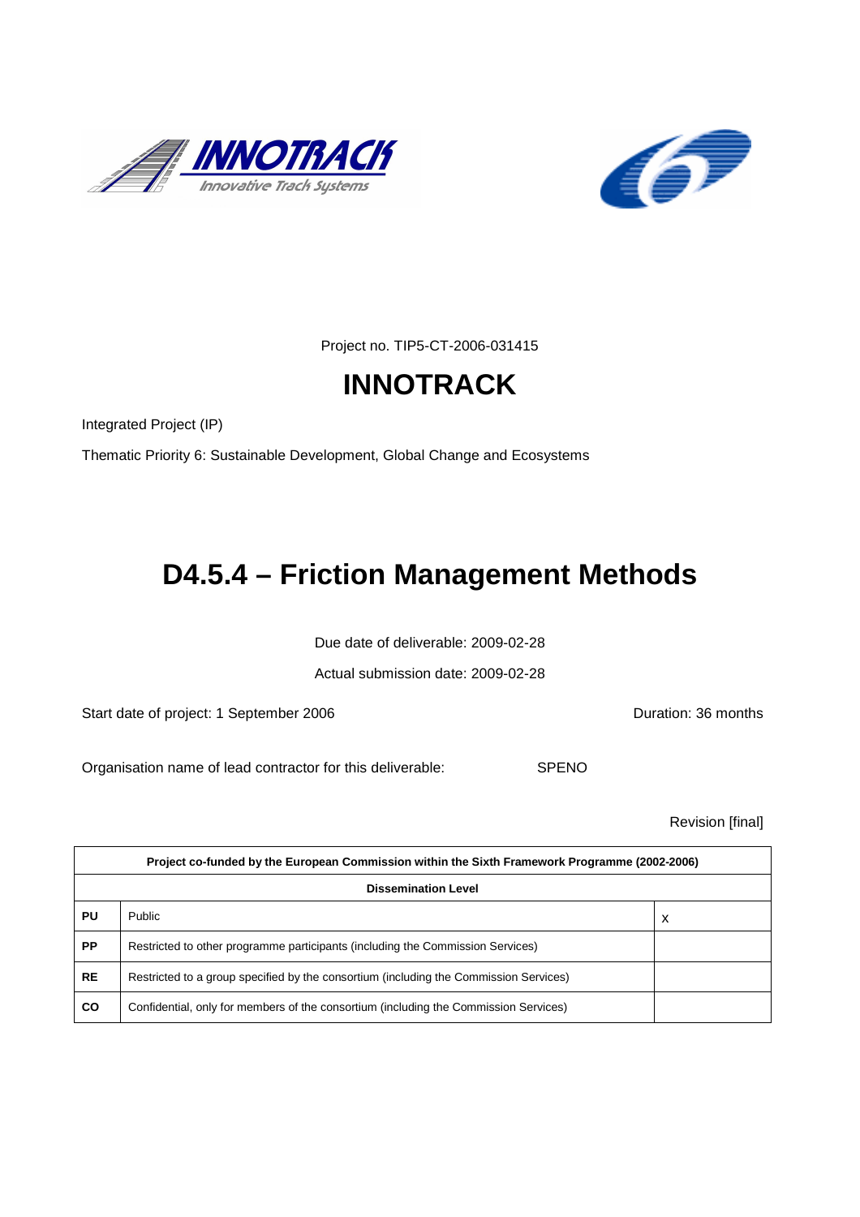Project no. TIP5-CT-2006-031415

# INNOTRACK

Integrated Project (IP)

Thematic Priority 6: Sustainable Development, Global Change and Ecosystems

# D4.5.4 – Friction Management Methods

Due date of deliverable: 2009-02-28

Actual submission date: 2009-02-28

Start date of project: 1 September 2006 Duration: 36 months

Organisation name of lead contractor for this deliverable: SPENO

Revision [final]

| Project co-funded by the European Commission within the Sixth Framework Programme (2002-2006) | | |
|---|---|---|
| **Dissemination Level** | | |
| **PU** | Public | x |
| **PP** | Restricted to other programme participants (including the Commission Services) | |
| **RE** | Restricted to a group specified by the consortium (including the Commission Services) | |
| **CO** | Confidential, only for members of the consortium (including the Commission Services) | |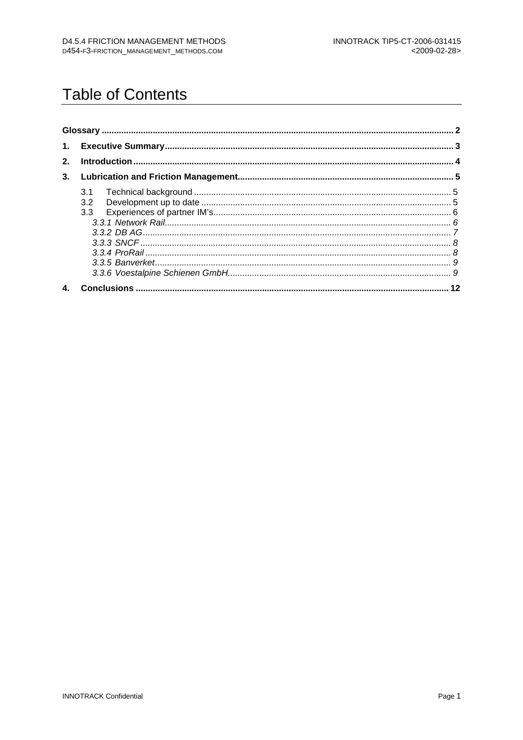# Table of Contents

**Glossary** .......... 2

**1. Executive Summary** .......... 3

**2. Introduction** .......... 4

**3. Lubrication and Friction Management** .......... 5

- 3.1 Technical background .......... 5
- 3.2 Development up to date .......... 5
- 3.3 Experiences of partner IM's .......... 6
  - *3.3.1 Network Rail* .......... 6
  - *3.3.2 DB AG* .......... 7
  - *3.3.3 SNCF* .......... 8
  - *3.3.4 ProRail* .......... 8
  - *3.3.5 Banverket* .......... 9
  - *3.3.6 Voestalpine Schienen GmbH* .......... 9

**4. Conclusions** .......... 12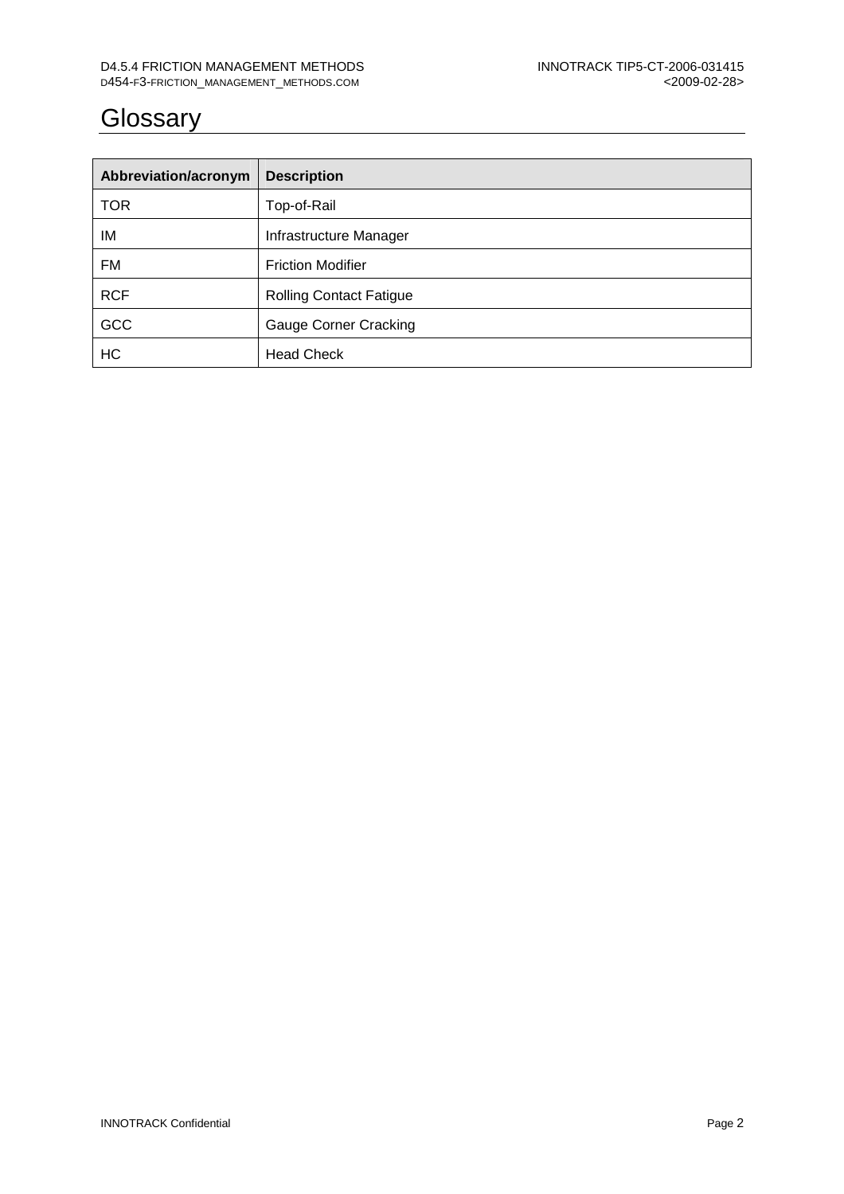# Glossary

| Abbreviation/acronym | Description |
| --- | --- |
| TOR | Top-of-Rail |
| IM | Infrastructure Manager |
| FM | Friction Modifier |
| RCF | Rolling Contact Fatigue |
| GCC | Gauge Corner Cracking |
| HC | Head Check |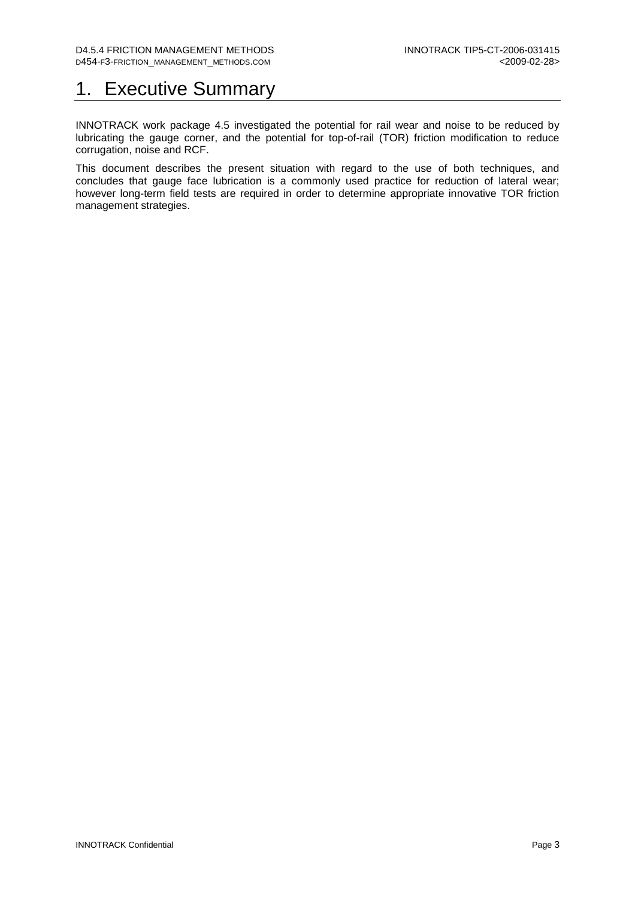# 1. Executive Summary

INNOTRACK work package 4.5 investigated the potential for rail wear and noise to be reduced by lubricating the gauge corner, and the potential for top-of-rail (TOR) friction modification to reduce corrugation, noise and RCF.

This document describes the present situation with regard to the use of both techniques, and concludes that gauge face lubrication is a commonly used practice for reduction of lateral wear; however long-term field tests are required in order to determine appropriate innovative TOR friction management strategies.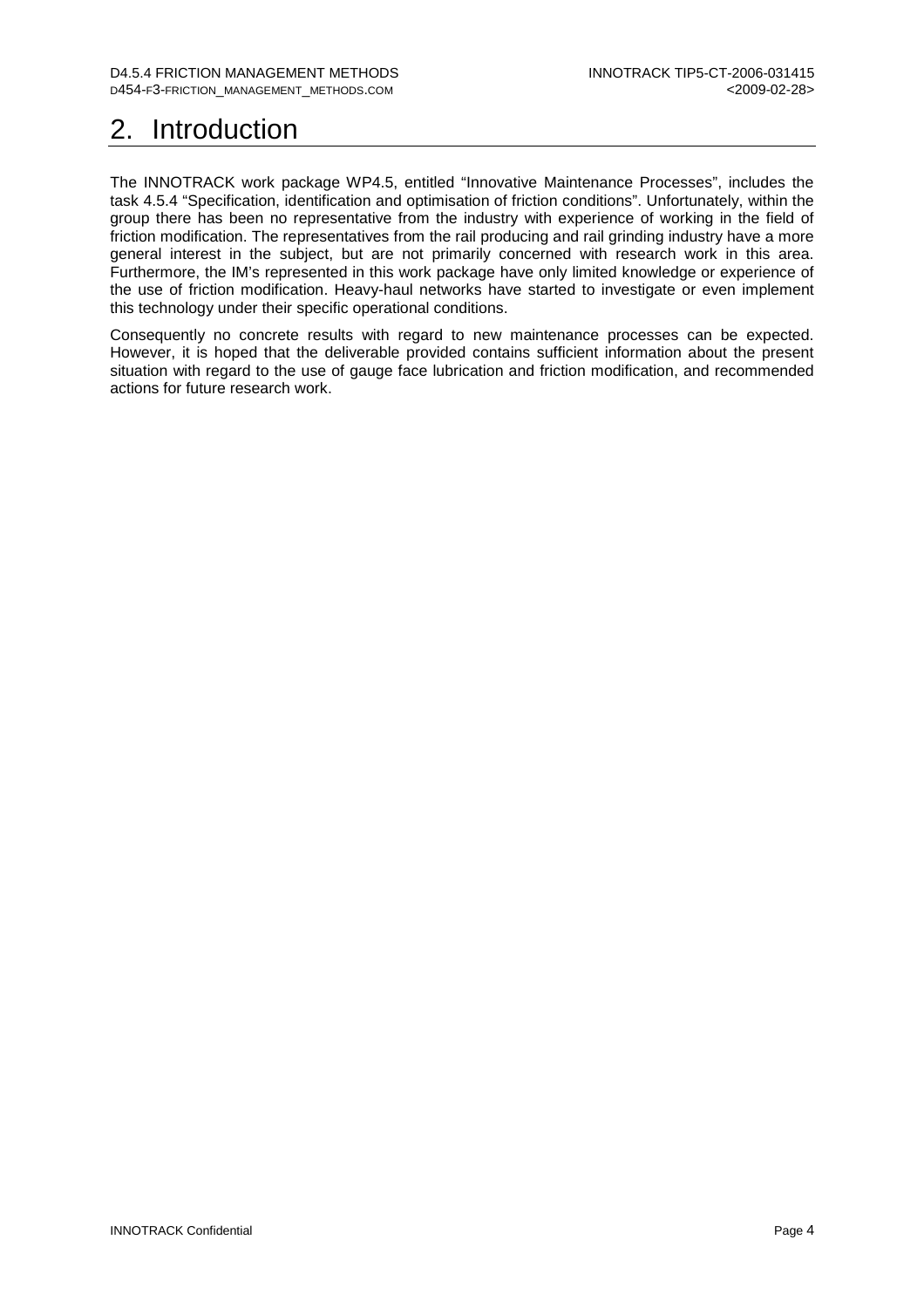# 2. Introduction

The INNOTRACK work package WP4.5, entitled "Innovative Maintenance Processes", includes the task 4.5.4 "Specification, identification and optimisation of friction conditions". Unfortunately, within the group there has been no representative from the industry with experience of working in the field of friction modification. The representatives from the rail producing and rail grinding industry have a more general interest in the subject, but are not primarily concerned with research work in this area. Furthermore, the IM's represented in this work package have only limited knowledge or experience of the use of friction modification. Heavy-haul networks have started to investigate or even implement this technology under their specific operational conditions.

Consequently no concrete results with regard to new maintenance processes can be expected. However, it is hoped that the deliverable provided contains sufficient information about the present situation with regard to the use of gauge face lubrication and friction modification, and recommended actions for future research work.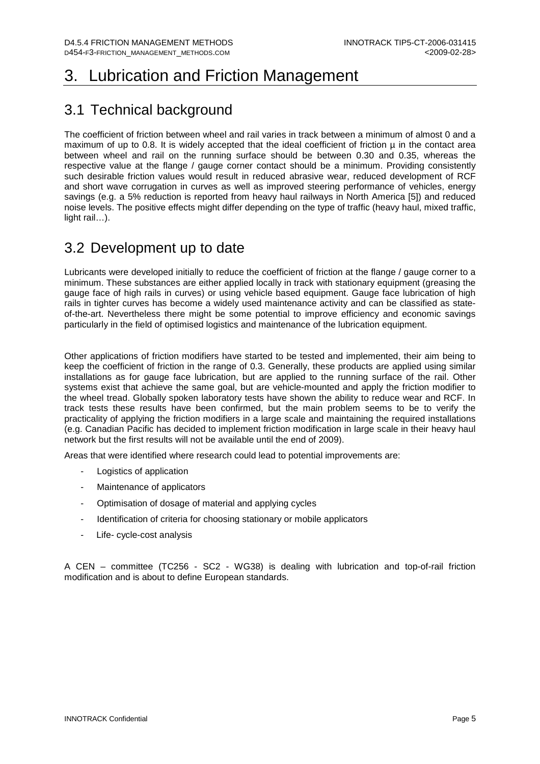# 3. Lubrication and Friction Management

## 3.1 Technical background

The coefficient of friction between wheel and rail varies in track between a minimum of almost 0 and a maximum of up to 0.8. It is widely accepted that the ideal coefficient of friction $\mu$ in the contact area between wheel and rail on the running surface should be between 0.30 and 0.35, whereas the respective value at the flange / gauge corner contact should be a minimum. Providing consistently such desirable friction values would result in reduced abrasive wear, reduced development of RCF and short wave corrugation in curves as well as improved steering performance of vehicles, energy savings (e.g. a 5% reduction is reported from heavy haul railways in North America [5]) and reduced noise levels. The positive effects might differ depending on the type of traffic (heavy haul, mixed traffic, light rail…).

## 3.2 Development up to date

Lubricants were developed initially to reduce the coefficient of friction at the flange / gauge corner to a minimum. These substances are either applied locally in track with stationary equipment (greasing the gauge face of high rails in curves) or using vehicle based equipment. Gauge face lubrication of high rails in tighter curves has become a widely used maintenance activity and can be classified as state-of-the-art. Nevertheless there might be some potential to improve efficiency and economic savings particularly in the field of optimised logistics and maintenance of the lubrication equipment.

Other applications of friction modifiers have started to be tested and implemented, their aim being to keep the coefficient of friction in the range of 0.3. Generally, these products are applied using similar installations as for gauge face lubrication, but are applied to the running surface of the rail. Other systems exist that achieve the same goal, but are vehicle-mounted and apply the friction modifier to the wheel tread. Globally spoken laboratory tests have shown the ability to reduce wear and RCF. In track tests these results have been confirmed, but the main problem seems to be to verify the practicality of applying the friction modifiers in a large scale and maintaining the required installations (e.g. Canadian Pacific has decided to implement friction modification in large scale in their heavy haul network but the first results will not be available until the end of 2009).

Areas that were identified where research could lead to potential improvements are:

- Logistics of application
- Maintenance of applicators
- Optimisation of dosage of material and applying cycles
- Identification of criteria for choosing stationary or mobile applicators
- Life- cycle-cost analysis

A CEN – committee (TC256 - SC2 - WG38) is dealing with lubrication and top-of-rail friction modification and is about to define European standards.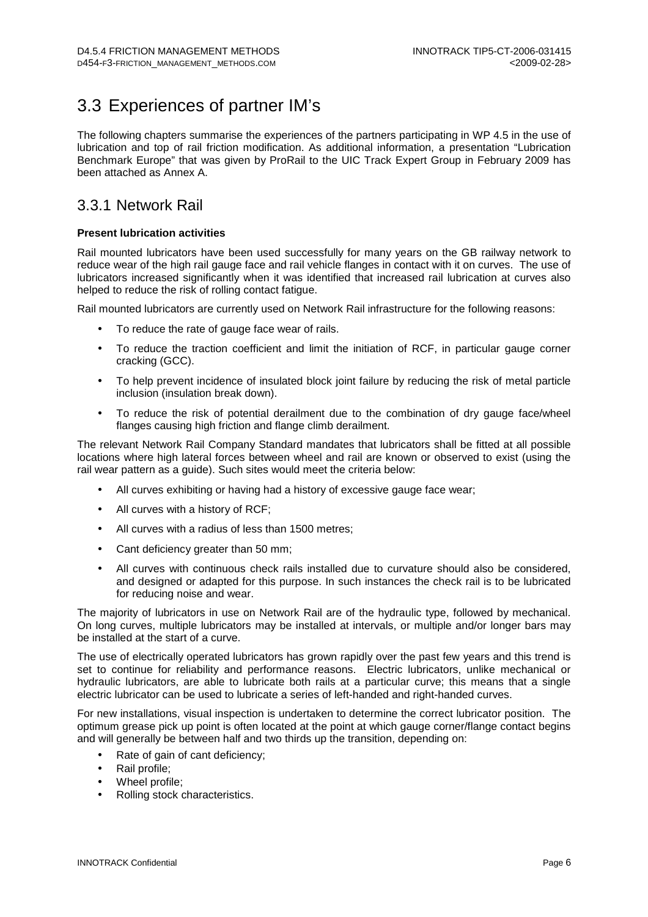## 3.3 Experiences of partner IM's

The following chapters summarise the experiences of the partners participating in WP 4.5 in the use of lubrication and top of rail friction modification. As additional information, a presentation "Lubrication Benchmark Europe" that was given by ProRail to the UIC Track Expert Group in February 2009 has been attached as Annex A.

### 3.3.1 Network Rail

**Present lubrication activities**

Rail mounted lubricators have been used successfully for many years on the GB railway network to reduce wear of the high rail gauge face and rail vehicle flanges in contact with it on curves. The use of lubricators increased significantly when it was identified that increased rail lubrication at curves also helped to reduce the risk of rolling contact fatigue.

Rail mounted lubricators are currently used on Network Rail infrastructure for the following reasons:

- To reduce the rate of gauge face wear of rails.
- To reduce the traction coefficient and limit the initiation of RCF, in particular gauge corner cracking (GCC).
- To help prevent incidence of insulated block joint failure by reducing the risk of metal particle inclusion (insulation break down).
- To reduce the risk of potential derailment due to the combination of dry gauge face/wheel flanges causing high friction and flange climb derailment.

The relevant Network Rail Company Standard mandates that lubricators shall be fitted at all possible locations where high lateral forces between wheel and rail are known or observed to exist (using the rail wear pattern as a guide). Such sites would meet the criteria below:

- All curves exhibiting or having had a history of excessive gauge face wear;
- All curves with a history of RCF;
- All curves with a radius of less than 1500 metres;
- Cant deficiency greater than 50 mm;
- All curves with continuous check rails installed due to curvature should also be considered, and designed or adapted for this purpose. In such instances the check rail is to be lubricated for reducing noise and wear.

The majority of lubricators in use on Network Rail are of the hydraulic type, followed by mechanical. On long curves, multiple lubricators may be installed at intervals, or multiple and/or longer bars may be installed at the start of a curve.

The use of electrically operated lubricators has grown rapidly over the past few years and this trend is set to continue for reliability and performance reasons. Electric lubricators, unlike mechanical or hydraulic lubricators, are able to lubricate both rails at a particular curve; this means that a single electric lubricator can be used to lubricate a series of left-handed and right-handed curves.

For new installations, visual inspection is undertaken to determine the correct lubricator position. The optimum grease pick up point is often located at the point at which gauge corner/flange contact begins and will generally be between half and two thirds up the transition, depending on:

- Rate of gain of cant deficiency;
- Rail profile;
- Wheel profile;
- Rolling stock characteristics.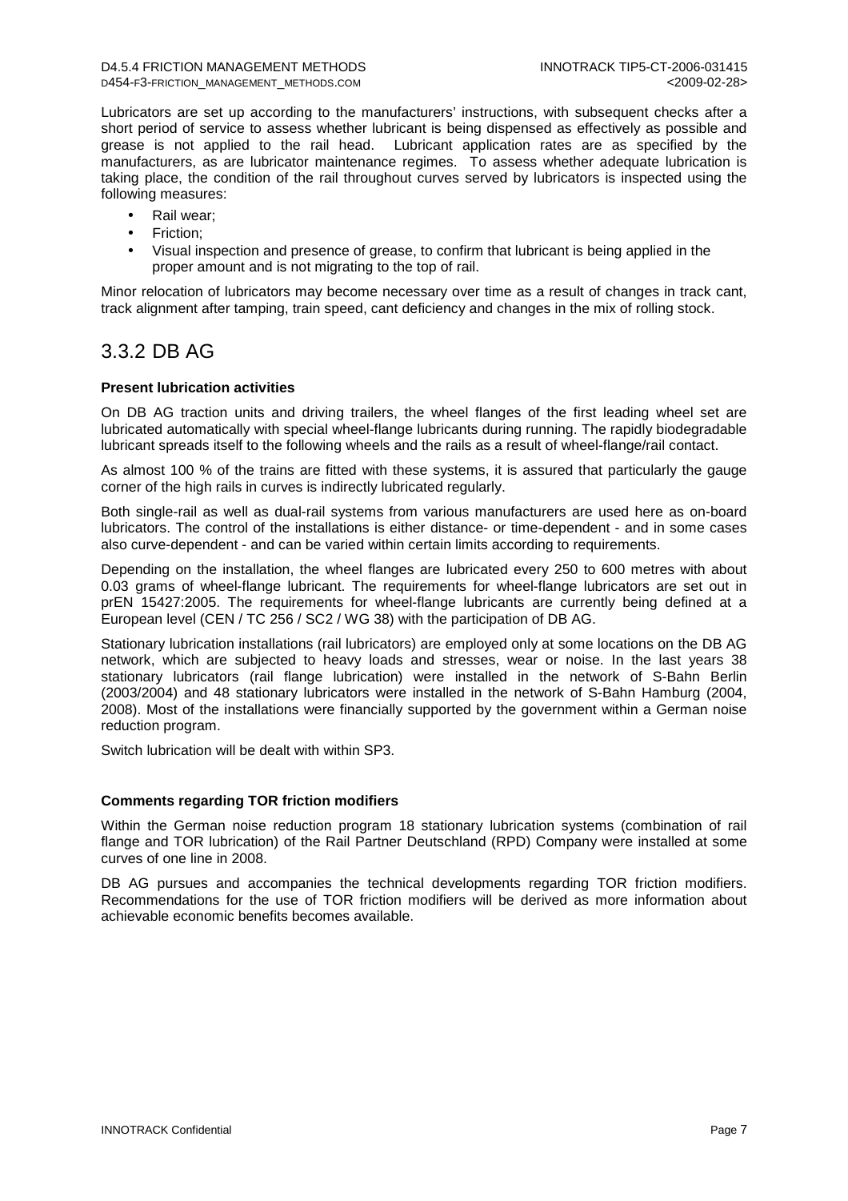Lubricators are set up according to the manufacturers' instructions, with subsequent checks after a short period of service to assess whether lubricant is being dispensed as effectively as possible and grease is not applied to the rail head. Lubricant application rates are as specified by the manufacturers, as are lubricator maintenance regimes. To assess whether adequate lubrication is taking place, the condition of the rail throughout curves served by lubricators is inspected using the following measures:

- Rail wear;
- Friction;
- Visual inspection and presence of grease, to confirm that lubricant is being applied in the proper amount and is not migrating to the top of rail.

Minor relocation of lubricators may become necessary over time as a result of changes in track cant, track alignment after tamping, train speed, cant deficiency and changes in the mix of rolling stock.

## 3.3.2 DB AG

**Present lubrication activities**

On DB AG traction units and driving trailers, the wheel flanges of the first leading wheel set are lubricated automatically with special wheel-flange lubricants during running. The rapidly biodegradable lubricant spreads itself to the following wheels and the rails as a result of wheel-flange/rail contact.

As almost 100 % of the trains are fitted with these systems, it is assured that particularly the gauge corner of the high rails in curves is indirectly lubricated regularly.

Both single-rail as well as dual-rail systems from various manufacturers are used here as on-board lubricators. The control of the installations is either distance- or time-dependent - and in some cases also curve-dependent - and can be varied within certain limits according to requirements.

Depending on the installation, the wheel flanges are lubricated every 250 to 600 metres with about 0.03 grams of wheel-flange lubricant. The requirements for wheel-flange lubricators are set out in prEN 15427:2005. The requirements for wheel-flange lubricants are currently being defined at a European level (CEN / TC 256 / SC2 / WG 38) with the participation of DB AG.

Stationary lubrication installations (rail lubricators) are employed only at some locations on the DB AG network, which are subjected to heavy loads and stresses, wear or noise. In the last years 38 stationary lubricators (rail flange lubrication) were installed in the network of S-Bahn Berlin (2003/2004) and 48 stationary lubricators were installed in the network of S-Bahn Hamburg (2004, 2008). Most of the installations were financially supported by the government within a German noise reduction program.

Switch lubrication will be dealt with within SP3.

**Comments regarding TOR friction modifiers**

Within the German noise reduction program 18 stationary lubrication systems (combination of rail flange and TOR lubrication) of the Rail Partner Deutschland (RPD) Company were installed at some curves of one line in 2008.

DB AG pursues and accompanies the technical developments regarding TOR friction modifiers. Recommendations for the use of TOR friction modifiers will be derived as more information about achievable economic benefits becomes available.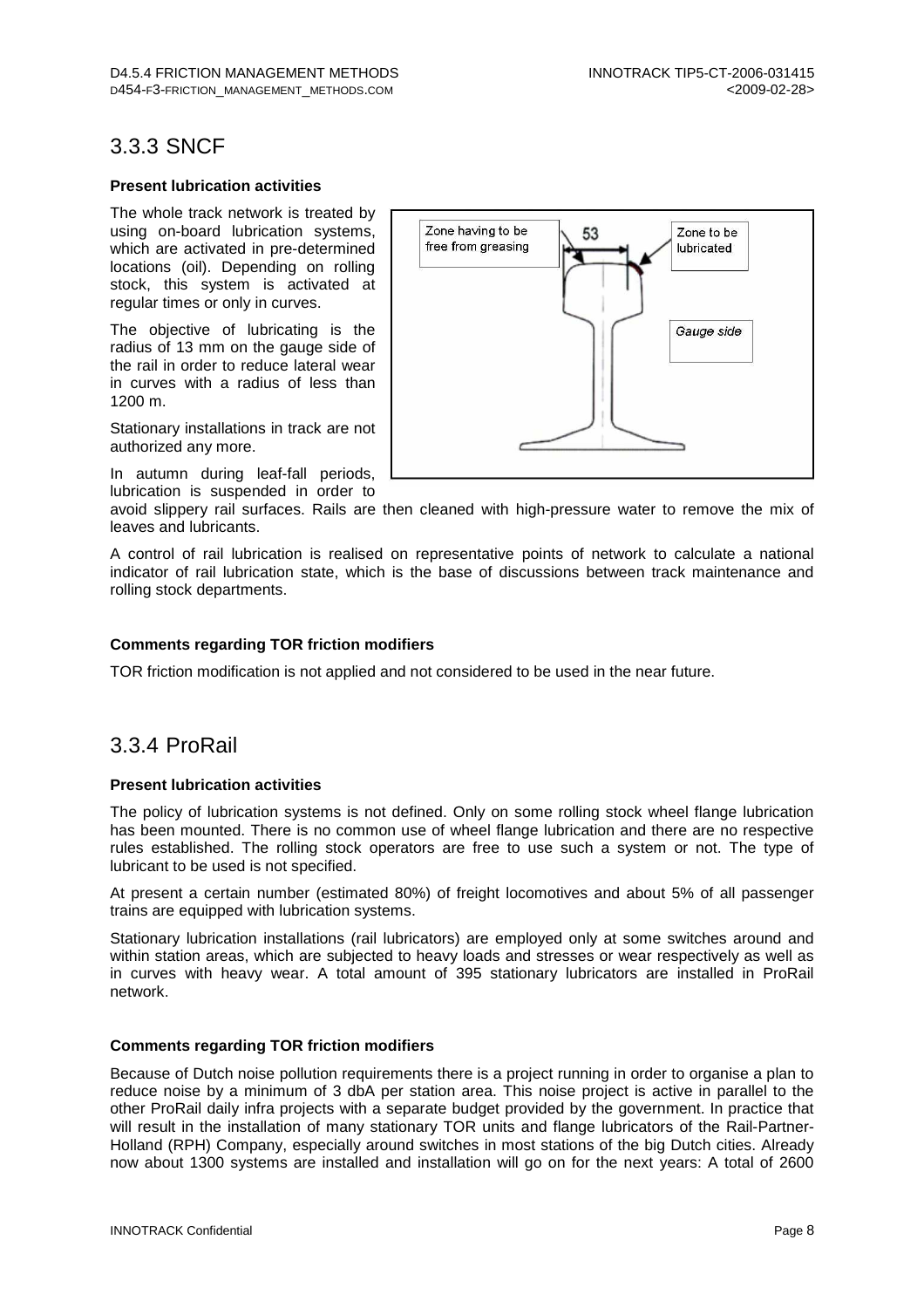## 3.3.3 SNCF

**Present lubrication activities**

The whole track network is treated by using on-board lubrication systems, which are activated in pre-determined locations (oil). Depending on rolling stock, this system is activated at regular times or only in curves.

The objective of lubricating is the radius of 13 mm on the gauge side of the rail in order to reduce lateral wear in curves with a radius of less than 1200 m.

Stationary installations in track are not authorized any more.

In autumn during leaf-fall periods, lubrication is suspended in order to avoid slippery rail surfaces. Rails are then cleaned with high-pressure water to remove the mix of leaves and lubricants.

A control of rail lubrication is realised on representative points of network to calculate a national indicator of rail lubrication state, which is the base of discussions between track maintenance and rolling stock departments.

**Comments regarding TOR friction modifiers**

TOR friction modification is not applied and not considered to be used in the near future.

## 3.3.4 ProRail

**Present lubrication activities**

The policy of lubrication systems is not defined. Only on some rolling stock wheel flange lubrication has been mounted. There is no common use of wheel flange lubrication and there are no respective rules established. The rolling stock operators are free to use such a system or not. The type of lubricant to be used is not specified.

At present a certain number (estimated 80%) of freight locomotives and about 5% of all passenger trains are equipped with lubrication systems.

Stationary lubrication installations (rail lubricators) are employed only at some switches around and within station areas, which are subjected to heavy loads and stresses or wear respectively as well as in curves with heavy wear. A total amount of 395 stationary lubricators are installed in ProRail network.

**Comments regarding TOR friction modifiers**

Because of Dutch noise pollution requirements there is a project running in order to organise a plan to reduce noise by a minimum of 3 dbA per station area. This noise project is active in parallel to the other ProRail daily infra projects with a separate budget provided by the government. In practice that will result in the installation of many stationary TOR units and flange lubricators of the Rail-Partner-Holland (RPH) Company, especially around switches in most stations of the big Dutch cities. Already now about 1300 systems are installed and installation will go on for the next years: A total of 2600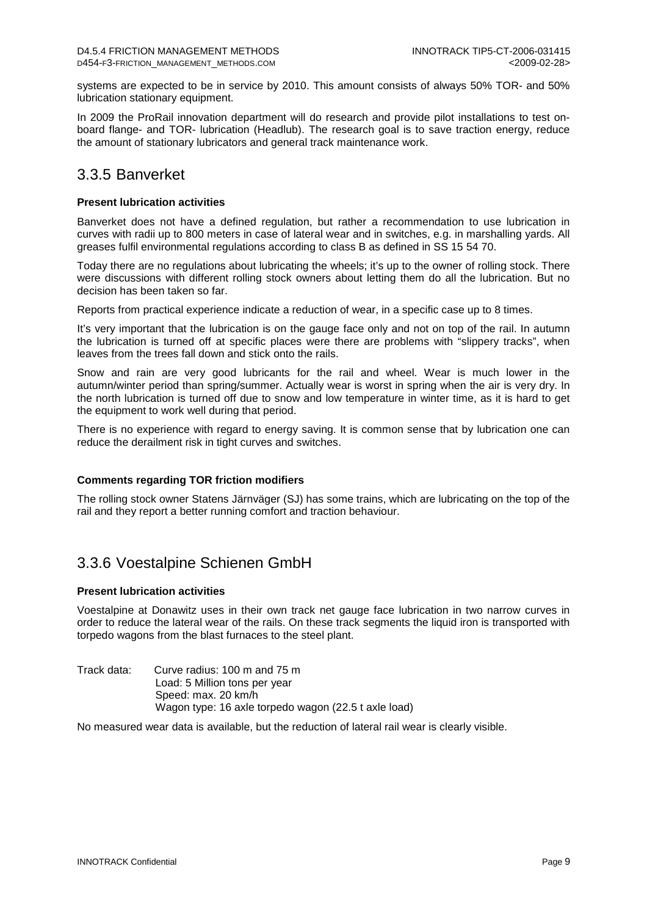systems are expected to be in service by 2010. This amount consists of always 50% TOR- and 50% lubrication stationary equipment.

In 2009 the ProRail innovation department will do research and provide pilot installations to test on-board flange- and TOR- lubrication (Headlub). The research goal is to save traction energy, reduce the amount of stationary lubricators and general track maintenance work.

## 3.3.5 Banverket

**Present lubrication activities**

Banverket does not have a defined regulation, but rather a recommendation to use lubrication in curves with radii up to 800 meters in case of lateral wear and in switches, e.g. in marshalling yards. All greases fulfil environmental regulations according to class B as defined in SS 15 54 70.

Today there are no regulations about lubricating the wheels; it's up to the owner of rolling stock. There were discussions with different rolling stock owners about letting them do all the lubrication. But no decision has been taken so far.

Reports from practical experience indicate a reduction of wear, in a specific case up to 8 times.

It's very important that the lubrication is on the gauge face only and not on top of the rail. In autumn the lubrication is turned off at specific places were there are problems with "slippery tracks", when leaves from the trees fall down and stick onto the rails.

Snow and rain are very good lubricants for the rail and wheel. Wear is much lower in the autumn/winter period than spring/summer. Actually wear is worst in spring when the air is very dry. In the north lubrication is turned off due to snow and low temperature in winter time, as it is hard to get the equipment to work well during that period.

There is no experience with regard to energy saving. It is common sense that by lubrication one can reduce the derailment risk in tight curves and switches.

**Comments regarding TOR friction modifiers**

The rolling stock owner Statens Järnväger (SJ) has some trains, which are lubricating on the top of the rail and they report a better running comfort and traction behaviour.

## 3.3.6 Voestalpine Schienen GmbH

**Present lubrication activities**

Voestalpine at Donawitz uses in their own track net gauge face lubrication in two narrow curves in order to reduce the lateral wear of the rails. On these track segments the liquid iron is transported with torpedo wagons from the blast furnaces to the steel plant.

Track data: Curve radius: 100 m and 75 m
Load: 5 Million tons per year
Speed: max. 20 km/h
Wagon type: 16 axle torpedo wagon (22.5 t axle load)

No measured wear data is available, but the reduction of lateral rail wear is clearly visible.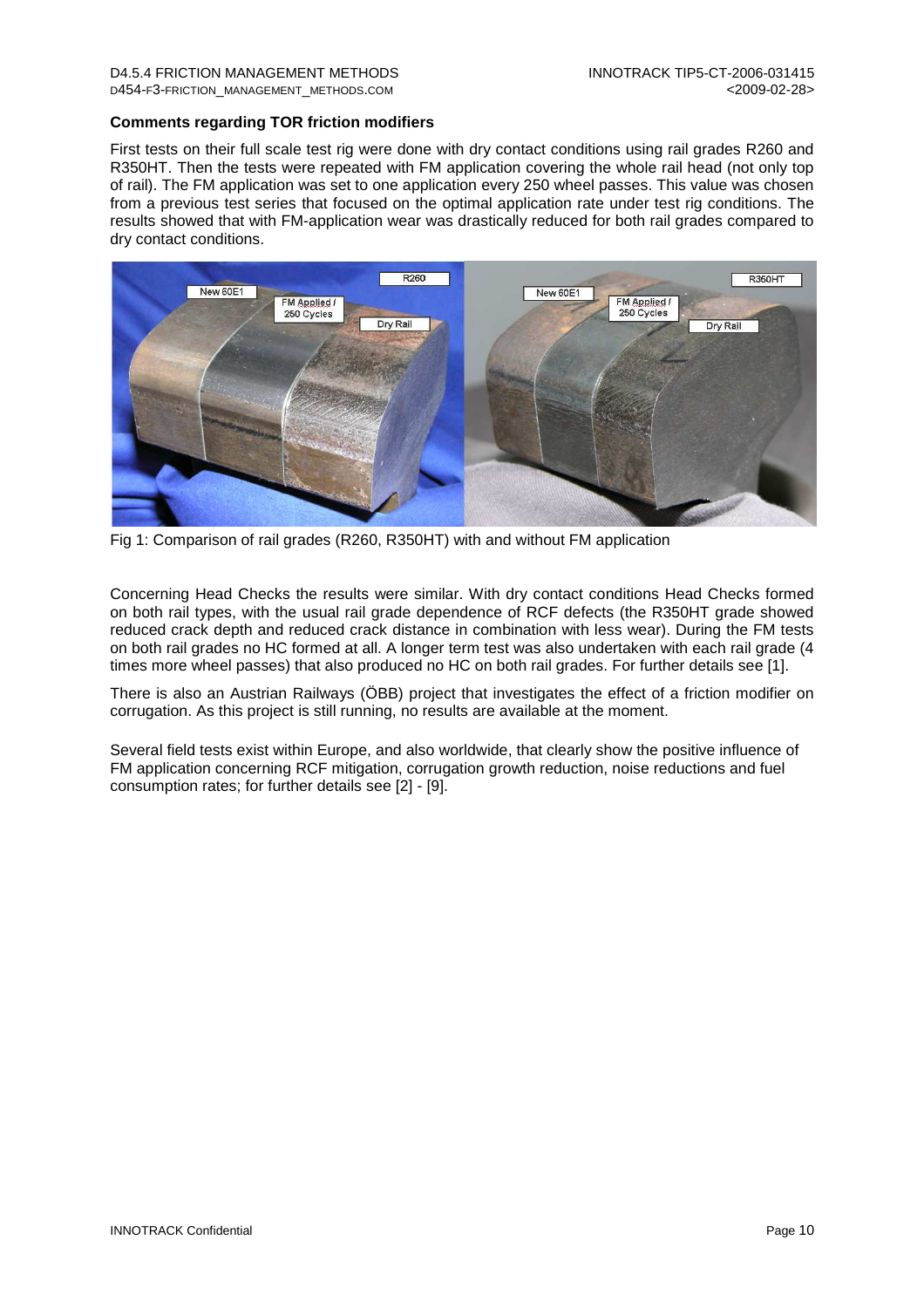**Comments regarding TOR friction modifiers**

First tests on their full scale test rig were done with dry contact conditions using rail grades R260 and R350HT. Then the tests were repeated with FM application covering the whole rail head (not only top of rail). The FM application was set to one application every 250 wheel passes. This value was chosen from a previous test series that focused on the optimal application rate under test rig conditions. The results showed that with FM-application wear was drastically reduced for both rail grades compared to dry contact conditions.

Fig 1: Comparison of rail grades (R260, R350HT) with and without FM application

Concerning Head Checks the results were similar. With dry contact conditions Head Checks formed on both rail types, with the usual rail grade dependence of RCF defects (the R350HT grade showed reduced crack depth and reduced crack distance in combination with less wear). During the FM tests on both rail grades no HC formed at all. A longer term test was also undertaken with each rail grade (4 times more wheel passes) that also produced no HC on both rail grades. For further details see [1].

There is also an Austrian Railways (ÖBB) project that investigates the effect of a friction modifier on corrugation. As this project is still running, no results are available at the moment.

Several field tests exist within Europe, and also worldwide, that clearly show the positive influence of FM application concerning RCF mitigation, corrugation growth reduction, noise reductions and fuel consumption rates; for further details see [2] - [9].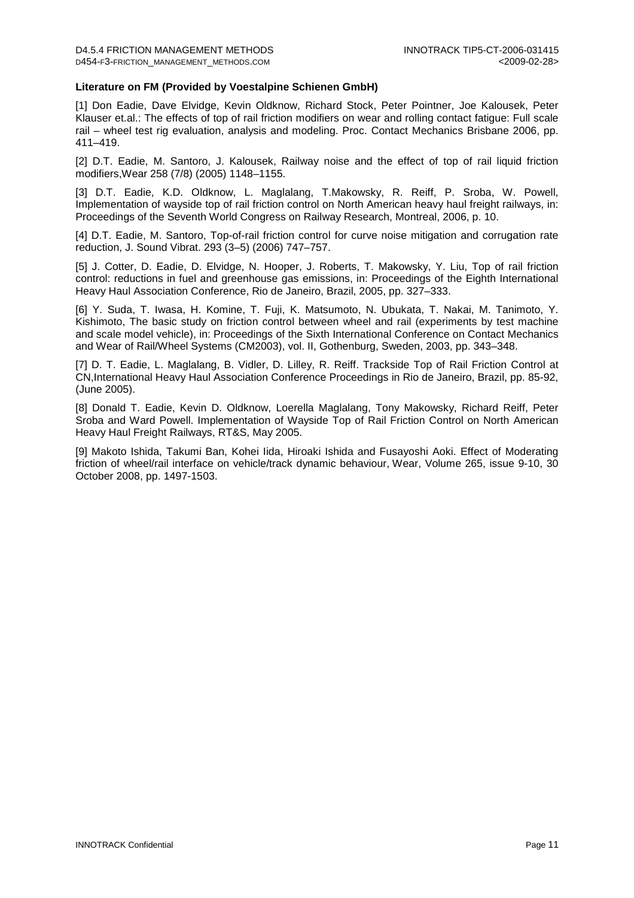**Literature on FM (Provided by Voestalpine Schienen GmbH)**

[1] Don Eadie, Dave Elvidge, Kevin Oldknow, Richard Stock, Peter Pointner, Joe Kalousek, Peter Klauser et.al.: The effects of top of rail friction modifiers on wear and rolling contact fatigue: Full scale rail – wheel test rig evaluation, analysis and modeling. Proc. Contact Mechanics Brisbane 2006, pp. 411–419.

[2] D.T. Eadie, M. Santoro, J. Kalousek, Railway noise and the effect of top of rail liquid friction modifiers,Wear 258 (7/8) (2005) 1148–1155.

[3] D.T. Eadie, K.D. Oldknow, L. Maglalang, T.Makowsky, R. Reiff, P. Sroba, W. Powell, Implementation of wayside top of rail friction control on North American heavy haul freight railways, in: Proceedings of the Seventh World Congress on Railway Research, Montreal, 2006, p. 10.

[4] D.T. Eadie, M. Santoro, Top-of-rail friction control for curve noise mitigation and corrugation rate reduction, J. Sound Vibrat. 293 (3–5) (2006) 747–757.

[5] J. Cotter, D. Eadie, D. Elvidge, N. Hooper, J. Roberts, T. Makowsky, Y. Liu, Top of rail friction control: reductions in fuel and greenhouse gas emissions, in: Proceedings of the Eighth International Heavy Haul Association Conference, Rio de Janeiro, Brazil, 2005, pp. 327–333.

[6] Y. Suda, T. Iwasa, H. Komine, T. Fuji, K. Matsumoto, N. Ubukata, T. Nakai, M. Tanimoto, Y. Kishimoto, The basic study on friction control between wheel and rail (experiments by test machine and scale model vehicle), in: Proceedings of the Sixth International Conference on Contact Mechanics and Wear of Rail/Wheel Systems (CM2003), vol. II, Gothenburg, Sweden, 2003, pp. 343–348.

[7] D. T. Eadie, L. Maglalang, B. Vidler, D. Lilley, R. Reiff. Trackside Top of Rail Friction Control at CN,International Heavy Haul Association Conference Proceedings in Rio de Janeiro, Brazil, pp. 85-92, (June 2005).

[8] Donald T. Eadie, Kevin D. Oldknow, Loerella Maglalang, Tony Makowsky, Richard Reiff, Peter Sroba and Ward Powell. Implementation of Wayside Top of Rail Friction Control on North American Heavy Haul Freight Railways, RT&S, May 2005.

[9] Makoto Ishida, Takumi Ban, Kohei Iida, Hiroaki Ishida and Fusayoshi Aoki. Effect of Moderating friction of wheel/rail interface on vehicle/track dynamic behaviour, Wear, Volume 265, issue 9-10, 30 October 2008, pp. 1497-1503.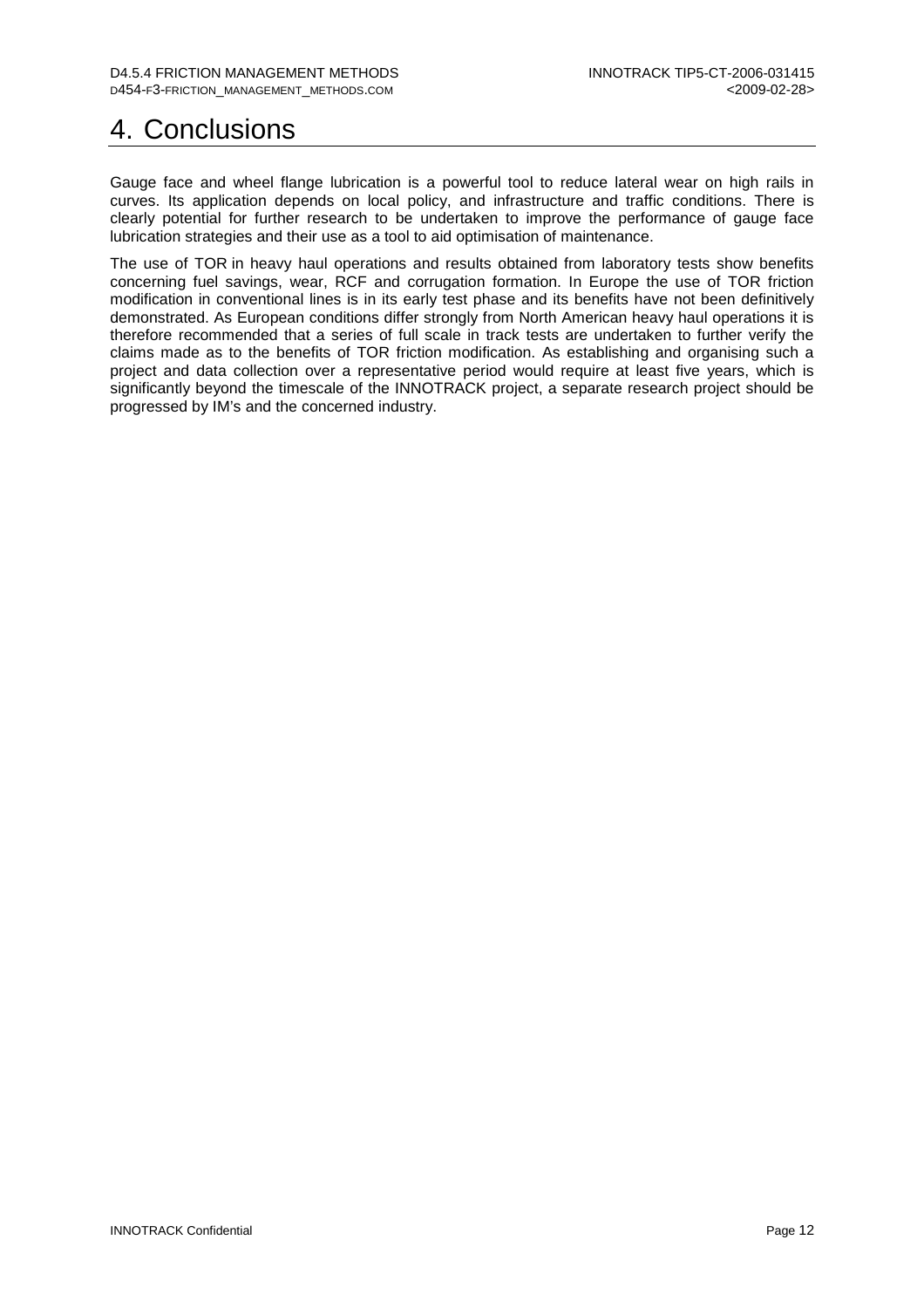# 4. Conclusions

Gauge face and wheel flange lubrication is a powerful tool to reduce lateral wear on high rails in curves. Its application depends on local policy, and infrastructure and traffic conditions. There is clearly potential for further research to be undertaken to improve the performance of gauge face lubrication strategies and their use as a tool to aid optimisation of maintenance.

The use of TOR in heavy haul operations and results obtained from laboratory tests show benefits concerning fuel savings, wear, RCF and corrugation formation. In Europe the use of TOR friction modification in conventional lines is in its early test phase and its benefits have not been definitively demonstrated. As European conditions differ strongly from North American heavy haul operations it is therefore recommended that a series of full scale in track tests are undertaken to further verify the claims made as to the benefits of TOR friction modification. As establishing and organising such a project and data collection over a representative period would require at least five years, which is significantly beyond the timescale of the INNOTRACK project, a separate research project should be progressed by IM's and the concerned industry.